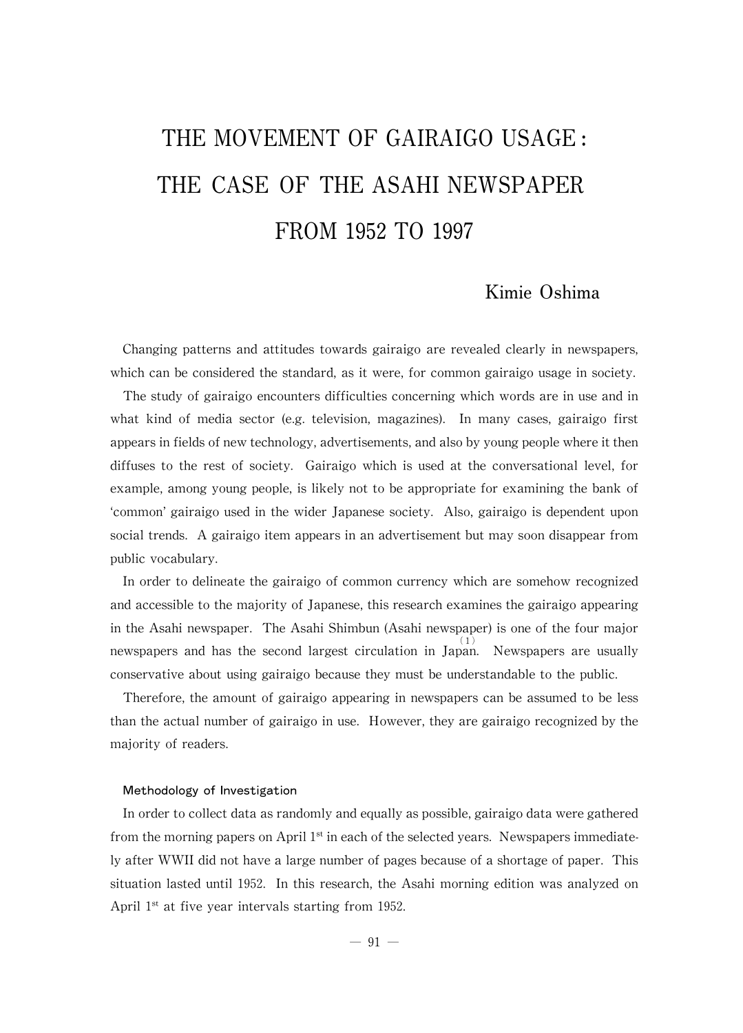# THE MOVEMENT OF GAIRAIGO USAGE: THE CASE OF THE ASAHI NEWSPAPER FROM 1952 TO 1997

Kimie Oshima

Changing patterns and attitudes towards gairaigo are revealed clearly in newspapers, which can be considered the standard, as it were, for common gairaigo usage in society.

The study of gairaigo encounters difficulties concerning which words are in use and in what kind of media sector (e.g. television, magazines). In many cases, gairaigo first appears in fields of new technology, advertisements, and also by young people where it then diffuses to the rest of society. Gairaigo which is used at the conversational level, for example, among young people, is likely not to be appropriate for examining the bank of 'common' gairaigo used in the wider Japanese society. Also, gairaigo is dependent upon social trends. A gairaigo item appears in an advertisement but may soon disappear from public vocabulary.

In order to delineate the gairaigo of common currency which are somehow recognized and accessible to the majority of Japanese, this research examines the gairaigo appearing in the Asahi newspaper. The Asahi Shimbun (Asahi newspaper) is one of the four major newspapers and has the second largest circulation in Japan.[(1)] Newspapers are usually conservative about using gairaigo because they must be understandable to the public.

Therefore, the amount of gairaigo appearing in newspapers can be assumed to be less than the actual number of gairaigo in use. However, they are gairaigo recognized by the majority of readers.

### Methodology of Investigation

In order to collect data as randomly and equally as possible, gairaigo data were gathered from the morning papers on April 1st in each of the selected years. Newspapers immediately after WWII did not have a large number of pages because of a shortage of paper. This situation lasted until 1952. In this research, the Asahi morning edition was analyzed on April 1st at five year intervals starting from 1952.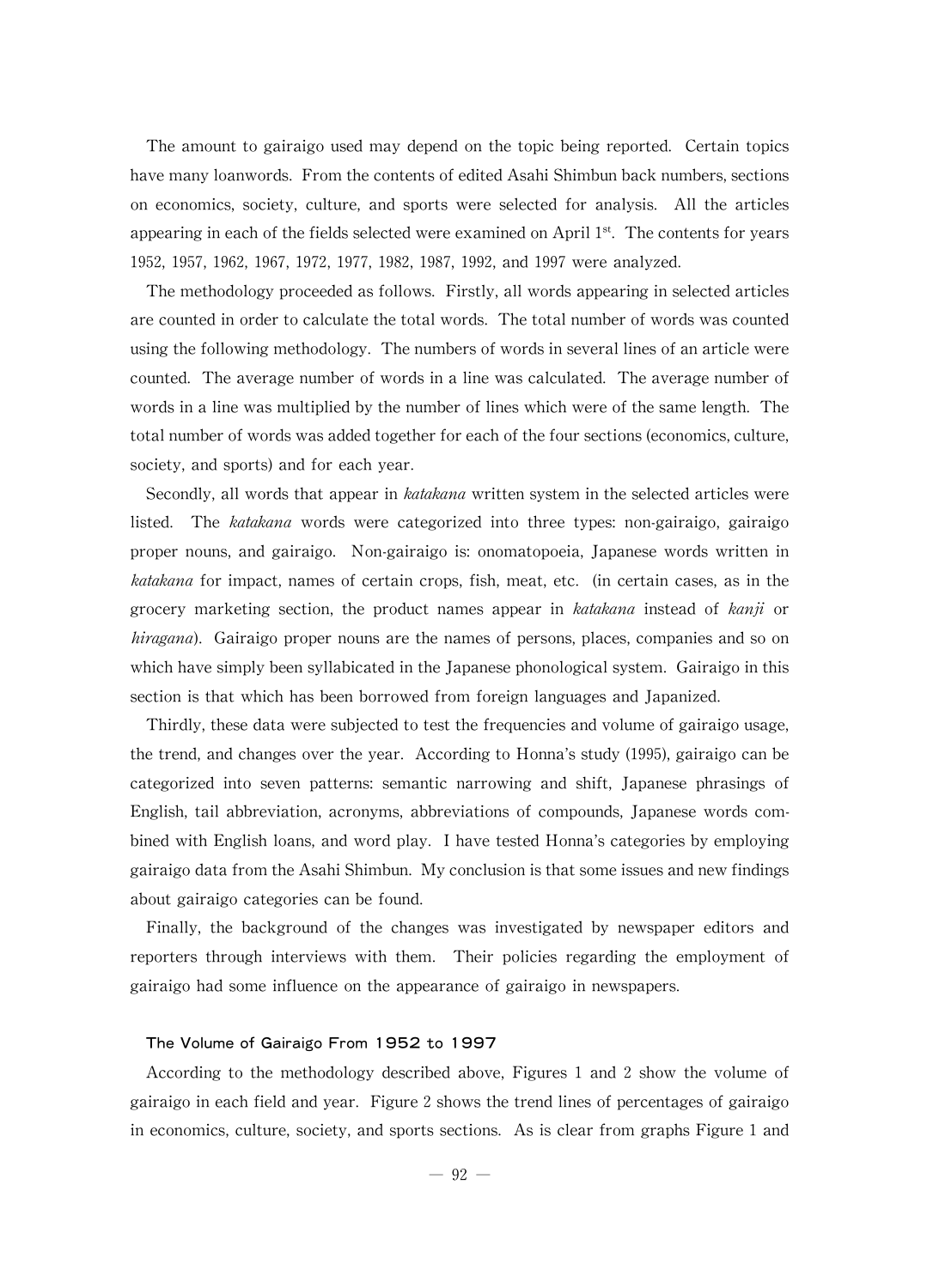The amount to gairaigo used may depend on the topic being reported. Certain topics have many loanwords. From the contents of edited Asahi Shimbun back numbers, sections on economics, society, culture, and sports were selected for analysis. All the articles appearing in each of the fields selected were examined on April 1st. The contents for years 1952, 1957, 1962, 1967, 1972, 1977, 1982, 1987, 1992, and 1997 were analyzed.

The methodology proceeded as follows. Firstly, all words appearing in selected articles are counted in order to calculate the total words. The total number of words was counted using the following methodology. The numbers of words in several lines of an article were counted. The average number of words in a line was calculated. The average number of words in a line was multiplied by the number of lines which were of the same length. The total number of words was added together for each of the four sections (economics, culture, society, and sports) and for each year.

Secondly, all words that appear in *katakana* written system in the selected articles were listed. The *katakana* words were categorized into three types: non-gairaigo, gairaigo proper nouns, and gairaigo. Non-gairaigo is: onomatopoeia, Japanese words written in *katakana* for impact, names of certain crops, fish, meat, etc. (in certain cases, as in the grocery marketing section, the product names appear in *katakana* instead of *kanji* or *hiragana*). Gairaigo proper nouns are the names of persons, places, companies and so on which have simply been syllabicated in the Japanese phonological system. Gairaigo in this section is that which has been borrowed from foreign languages and Japanized.

Thirdly, these data were subjected to test the frequencies and volume of gairaigo usage, the trend, and changes over the year. According to Honna's study (1995), gairaigo can be categorized into seven patterns: semantic narrowing and shift, Japanese phrasings of English, tail abbreviation, acronyms, abbreviations of compounds, Japanese words combined with English loans, and word play. I have tested Honna's categories by employing gairaigo data from the Asahi Shimbun. My conclusion is that some issues and new findings about gairaigo categories can be found.

Finally, the background of the changes was investigated by newspaper editors and reporters through interviews with them. Their policies regarding the employment of gairaigo had some influence on the appearance of gairaigo in newspapers.

### The Volume of Gairaigo From 1952 to 1997

According to the methodology described above, Figures 1 and 2 show the volume of gairaigo in each field and year. Figure 2 shows the trend lines of percentages of gairaigo in economics, culture, society, and sports sections. As is clear from graphs Figure 1 and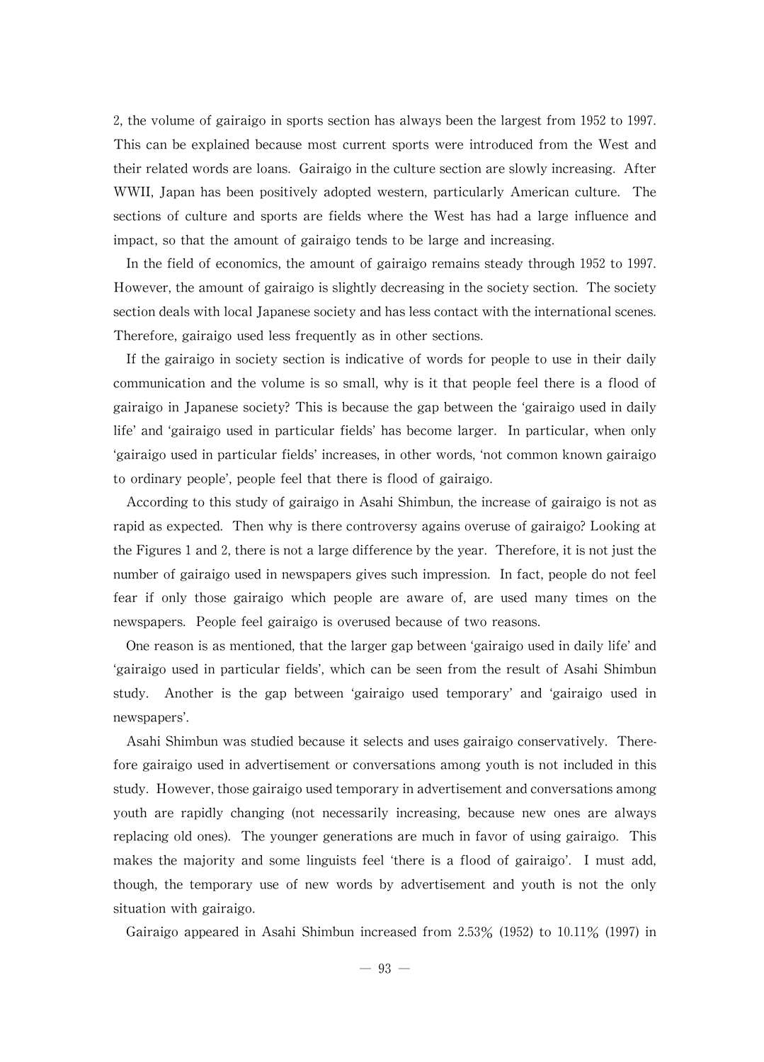2, the volume of gairaigo in sports section has always been the largest from 1952 to 1997. This can be explained because most current sports were introduced from the West and their related words are loans. Gairaigo in the culture section are slowly increasing. After WWII, Japan has been positively adopted western, particularly American culture. The sections of culture and sports are fields where the West has had a large influence and impact, so that the amount of gairaigo tends to be large and increasing.

In the field of economics, the amount of gairaigo remains steady through 1952 to 1997. However, the amount of gairaigo is slightly decreasing in the society section. The society section deals with local Japanese society and has less contact with the international scenes. Therefore, gairaigo used less frequently as in other sections.

If the gairaigo in society section is indicative of words for people to use in their daily communication and the volume is so small, why is it that people feel there is a flood of gairaigo in Japanese society? This is because the gap between the 'gairaigo used in daily life' and 'gairaigo used in particular fields' has become larger. In particular, when only 'gairaigo used in particular fields' increases, in other words, 'not common known gairaigo to ordinary people', people feel that there is flood of gairaigo.

According to this study of gairaigo in Asahi Shimbun, the increase of gairaigo is not as rapid as expected. Then why is there controversy agains overuse of gairaigo? Looking at the Figures 1 and 2, there is not a large difference by the year. Therefore, it is not just the number of gairaigo used in newspapers gives such impression. In fact, people do not feel fear if only those gairaigo which people are aware of, are used many times on the newspapers. People feel gairaigo is overused because of two reasons.

One reason is as mentioned, that the larger gap between 'gairaigo used in daily life' and 'gairaigo used in particular fields', which can be seen from the result of Asahi Shimbun study. Another is the gap between 'gairaigo used temporary' and 'gairaigo used in newspapers'.

Asahi Shimbun was studied because it selects and uses gairaigo conservatively. Therefore gairaigo used in advertisement or conversations among youth is not included in this study. However, those gairaigo used temporary in advertisement and conversations among youth are rapidly changing (not necessarily increasing, because new ones are always replacing old ones). The younger generations are much in favor of using gairaigo. This makes the majority and some linguists feel 'there is a flood of gairaigo'. I must add, though, the temporary use of new words by advertisement and youth is not the only situation with gairaigo.

Gairaigo appeared in Asahi Shimbun increased from 2.53% (1952) to 10.11% (1997) in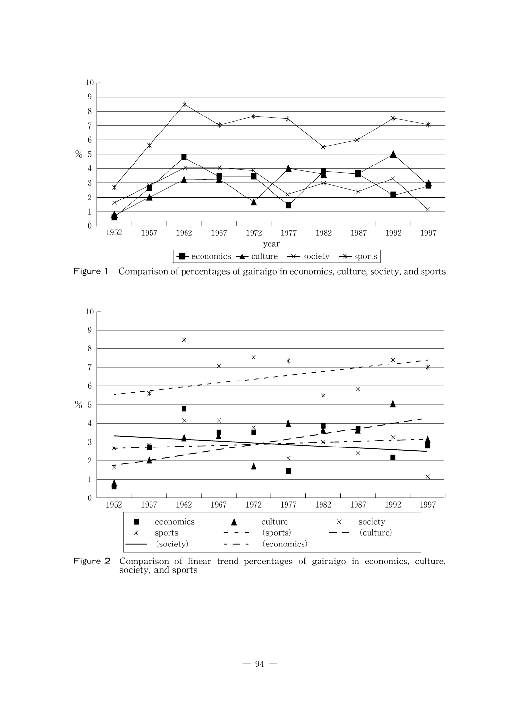Figure 1 Comparison of percentages of gairaigo in economics, culture, society, and sports

Figure 2 Comparison of linear trend percentages of gairaigo in economics, culture, society, and sports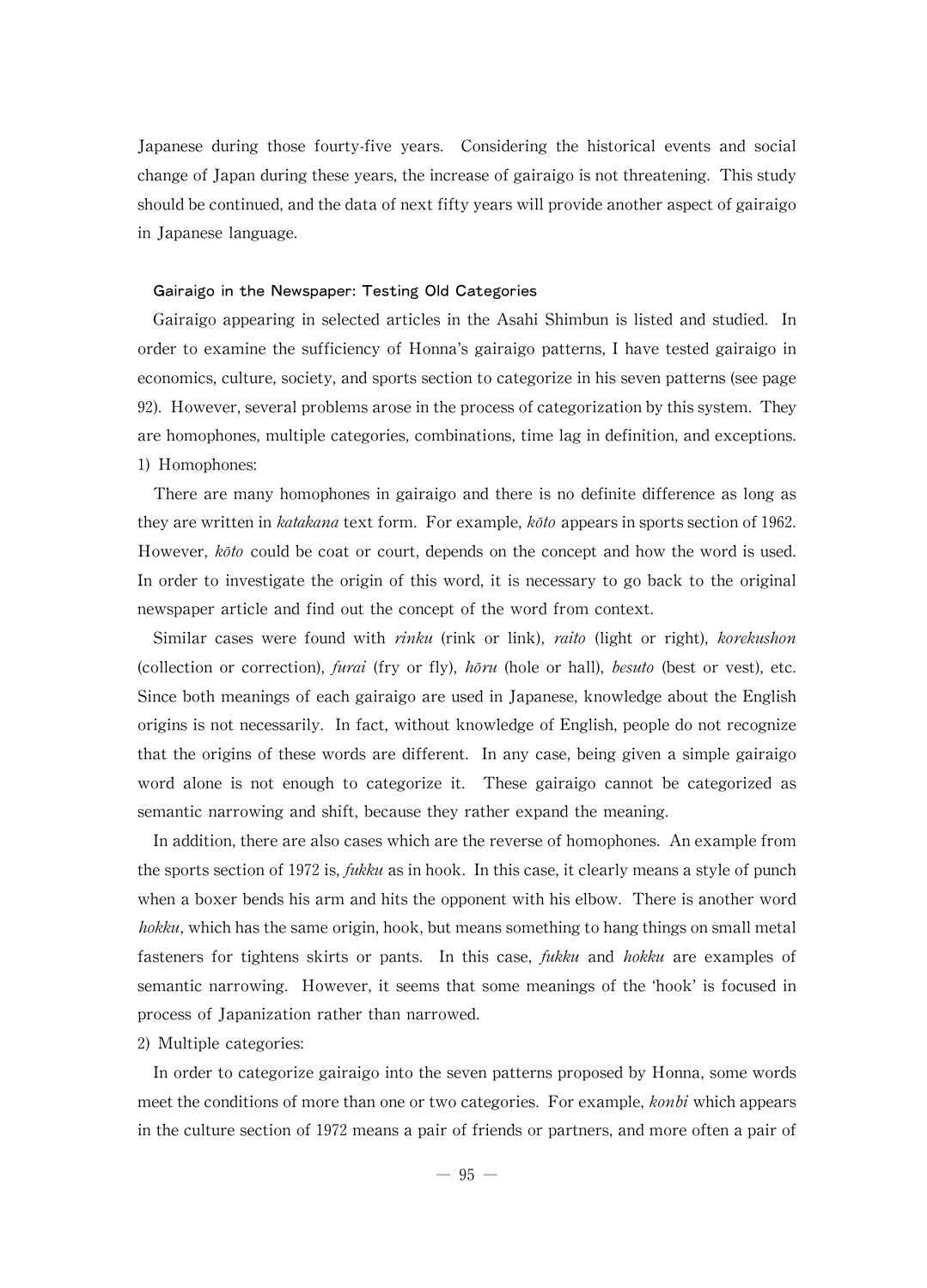Japanese during those fourty-five years. Considering the historical events and social change of Japan during these years, the increase of gairaigo is not threatening. This study should be continued, and the data of next fifty years will provide another aspect of gairaigo in Japanese language.

### Gairaigo in the Newspaper: Testing Old Categories

Gairaigo appearing in selected articles in the Asahi Shimbun is listed and studied. In order to examine the sufficiency of Honna's gairaigo patterns, I have tested gairaigo in economics, culture, society, and sports section to categorize in his seven patterns (see page 92). However, several problems arose in the process of categorization by this system. They are homophones, multiple categories, combinations, time lag in definition, and exceptions.

1) Homophones:

There are many homophones in gairaigo and there is no definite difference as long as they are written in *katakana* text form. For example, *kōto* appears in sports section of 1962. However, *kōto* could be coat or court, depends on the concept and how the word is used. In order to investigate the origin of this word, it is necessary to go back to the original newspaper article and find out the concept of the word from context.

Similar cases were found with *rinku* (rink or link), *raito* (light or right), *korekushon* (collection or correction), *furai* (fry or fly), *hōru* (hole or hall), *besuto* (best or vest), etc. Since both meanings of each gairaigo are used in Japanese, knowledge about the English origins is not necessarily. In fact, without knowledge of English, people do not recognize that the origins of these words are different. In any case, being given a simple gairaigo word alone is not enough to categorize it. These gairaigo cannot be categorized as semantic narrowing and shift, because they rather expand the meaning.

In addition, there are also cases which are the reverse of homophones. An example from the sports section of 1972 is, *fukku* as in hook. In this case, it clearly means a style of punch when a boxer bends his arm and hits the opponent with his elbow. There is another word *hokku*, which has the same origin, hook, but means something to hang things on small metal fasteners for tightens skirts or pants. In this case, *fukku* and *hokku* are examples of semantic narrowing. However, it seems that some meanings of the 'hook' is focused in process of Japanization rather than narrowed.

2) Multiple categories:

In order to categorize gairaigo into the seven patterns proposed by Honna, some words meet the conditions of more than one or two categories. For example, *konbi* which appears in the culture section of 1972 means a pair of friends or partners, and more often a pair of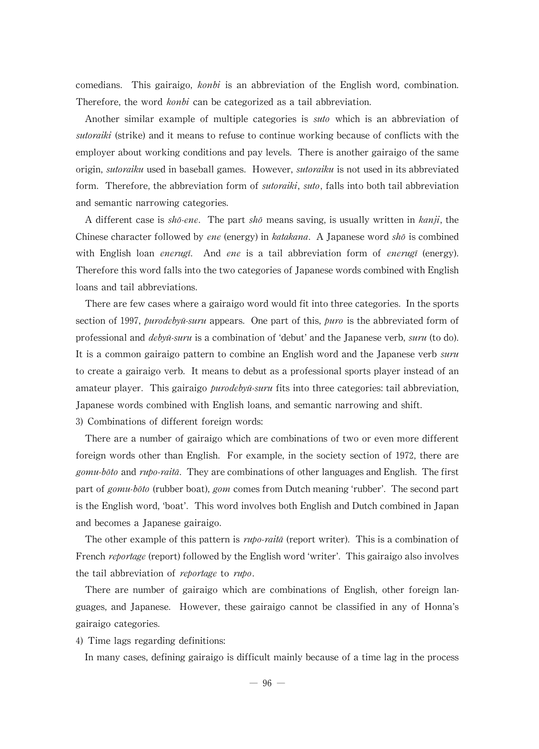comedians. This gairaigo, *konbi* is an abbreviation of the English word, combination. Therefore, the word *konbi* can be categorized as a tail abbreviation.

Another similar example of multiple categories is *suto* which is an abbreviation of *sutoraiki* (strike) and it means to refuse to continue working because of conflicts with the employer about working conditions and pay levels. There is another gairaigo of the same origin, *sutoraiku* used in baseball games. However, *sutoraiku* is not used in its abbreviated form. Therefore, the abbreviation form of *sutoraiki*, *suto*, falls into both tail abbreviation and semantic narrowing categories.

A different case is *shō-ene*. The part *shō* means saving, is usually written in *kanji*, the Chinese character followed by *ene* (energy) in *katakana*. A Japanese word *shō* is combined with English loan *enerugī*. And *ene* is a tail abbreviation form of *enerugī* (energy). Therefore this word falls into the two categories of Japanese words combined with English loans and tail abbreviations.

There are few cases where a gairaigo word would fit into three categories. In the sports section of 1997, *purodebyū-suru* appears. One part of this, *puro* is the abbreviated form of professional and *debyū-suru* is a combination of 'debut' and the Japanese verb, *suru* (to do). It is a common gairaigo pattern to combine an English word and the Japanese verb *suru* to create a gairaigo verb. It means to debut as a professional sports player instead of an amateur player. This gairaigo *purodebyū-suru* fits into three categories: tail abbreviation, Japanese words combined with English loans, and semantic narrowing and shift.

3) Combinations of different foreign words:

There are a number of gairaigo which are combinations of two or even more different foreign words other than English. For example, in the society section of 1972, there are *gomu-bōto* and *rupo-raitā*. They are combinations of other languages and English. The first part of *gomu-bōto* (rubber boat), *gom* comes from Dutch meaning 'rubber'. The second part is the English word, 'boat'. This word involves both English and Dutch combined in Japan and becomes a Japanese gairaigo.

The other example of this pattern is *rupo-raitā* (report writer). This is a combination of French *reportage* (report) followed by the English word 'writer'. This gairaigo also involves the tail abbreviation of *reportage* to *rupo*.

There are number of gairaigo which are combinations of English, other foreign languages, and Japanese. However, these gairaigo cannot be classified in any of Honna's gairaigo categories.

4) Time lags regarding definitions:

In many cases, defining gairaigo is difficult mainly because of a time lag in the process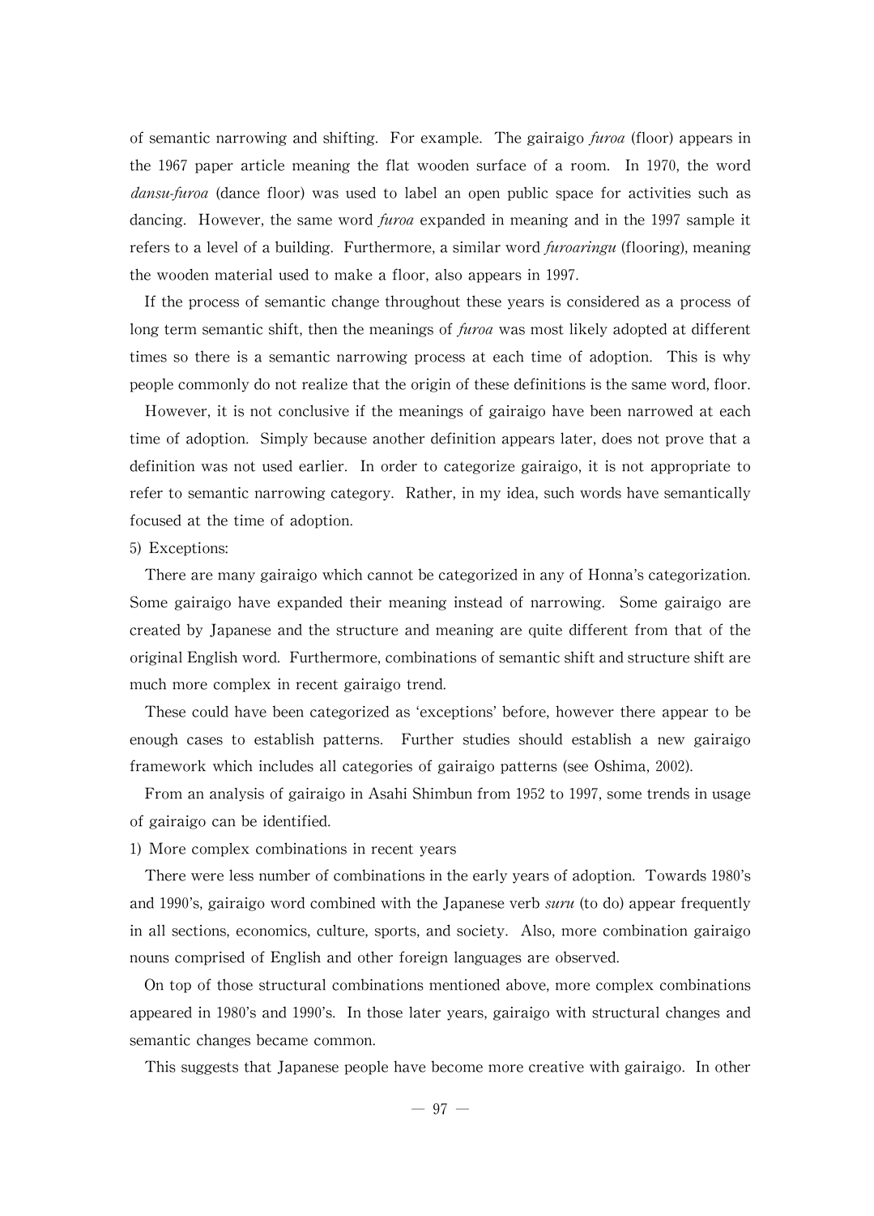of semantic narrowing and shifting. For example. The gairaigo *furoa* (floor) appears in the 1967 paper article meaning the flat wooden surface of a room. In 1970, the word *dansu-furoa* (dance floor) was used to label an open public space for activities such as dancing. However, the same word *furoa* expanded in meaning and in the 1997 sample it refers to a level of a building. Furthermore, a similar word *furoaringu* (flooring), meaning the wooden material used to make a floor, also appears in 1997.

If the process of semantic change throughout these years is considered as a process of long term semantic shift, then the meanings of *furoa* was most likely adopted at different times so there is a semantic narrowing process at each time of adoption. This is why people commonly do not realize that the origin of these definitions is the same word, floor.

However, it is not conclusive if the meanings of gairaigo have been narrowed at each time of adoption. Simply because another definition appears later, does not prove that a definition was not used earlier. In order to categorize gairaigo, it is not appropriate to refer to semantic narrowing category. Rather, in my idea, such words have semantically focused at the time of adoption.

5) Exceptions:

There are many gairaigo which cannot be categorized in any of Honna's categorization. Some gairaigo have expanded their meaning instead of narrowing. Some gairaigo are created by Japanese and the structure and meaning are quite different from that of the original English word. Furthermore, combinations of semantic shift and structure shift are much more complex in recent gairaigo trend.

These could have been categorized as 'exceptions' before, however there appear to be enough cases to establish patterns. Further studies should establish a new gairaigo framework which includes all categories of gairaigo patterns (see Oshima, 2002).

From an analysis of gairaigo in Asahi Shimbun from 1952 to 1997, some trends in usage of gairaigo can be identified.

1) More complex combinations in recent years

There were less number of combinations in the early years of adoption. Towards 1980's and 1990's, gairaigo word combined with the Japanese verb *suru* (to do) appear frequently in all sections, economics, culture, sports, and society. Also, more combination gairaigo nouns comprised of English and other foreign languages are observed.

On top of those structural combinations mentioned above, more complex combinations appeared in 1980's and 1990's. In those later years, gairaigo with structural changes and semantic changes became common.

This suggests that Japanese people have become more creative with gairaigo. In other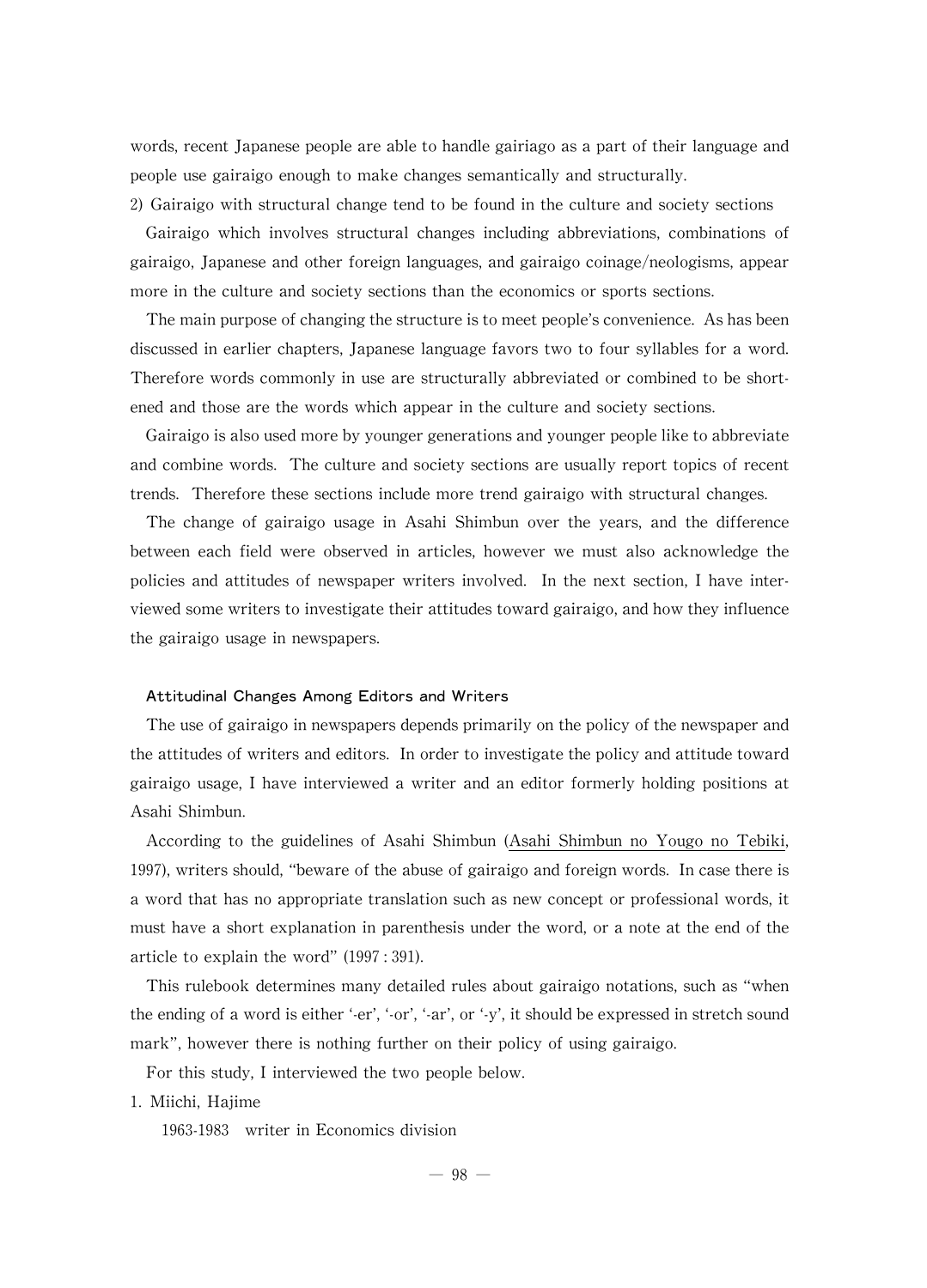words, recent Japanese people are able to handle gairiago as a part of their language and people use gairaigo enough to make changes semantically and structurally.

2) Gairaigo with structural change tend to be found in the culture and society sections

Gairaigo which involves structural changes including abbreviations, combinations of gairaigo, Japanese and other foreign languages, and gairaigo coinage/neologisms, appear more in the culture and society sections than the economics or sports sections.

The main purpose of changing the structure is to meet people's convenience. As has been discussed in earlier chapters, Japanese language favors two to four syllables for a word. Therefore words commonly in use are structurally abbreviated or combined to be shortened and those are the words which appear in the culture and society sections.

Gairaigo is also used more by younger generations and younger people like to abbreviate and combine words. The culture and society sections are usually report topics of recent trends. Therefore these sections include more trend gairaigo with structural changes.

The change of gairaigo usage in Asahi Shimbun over the years, and the difference between each field were observed in articles, however we must also acknowledge the policies and attitudes of newspaper writers involved. In the next section, I have interviewed some writers to investigate their attitudes toward gairaigo, and how they influence the gairaigo usage in newspapers.

### Attitudinal Changes Among Editors and Writers

The use of gairaigo in newspapers depends primarily on the policy of the newspaper and the attitudes of writers and editors. In order to investigate the policy and attitude toward gairaigo usage, I have interviewed a writer and an editor formerly holding positions at Asahi Shimbun.

According to the guidelines of Asahi Shimbun (Asahi Shimbun no Yougo no Tebiki, 1997), writers should, "beware of the abuse of gairaigo and foreign words. In case there is a word that has no appropriate translation such as new concept or professional words, it must have a short explanation in parenthesis under the word, or a note at the end of the article to explain the word" (1997 : 391).

This rulebook determines many detailed rules about gairaigo notations, such as "when the ending of a word is either '-er', '-or', '-ar', or '-y', it should be expressed in stretch sound mark", however there is nothing further on their policy of using gairaigo.

For this study, I interviewed the two people below.

1. Miichi, Hajime

   1963-1983 writer in Economics division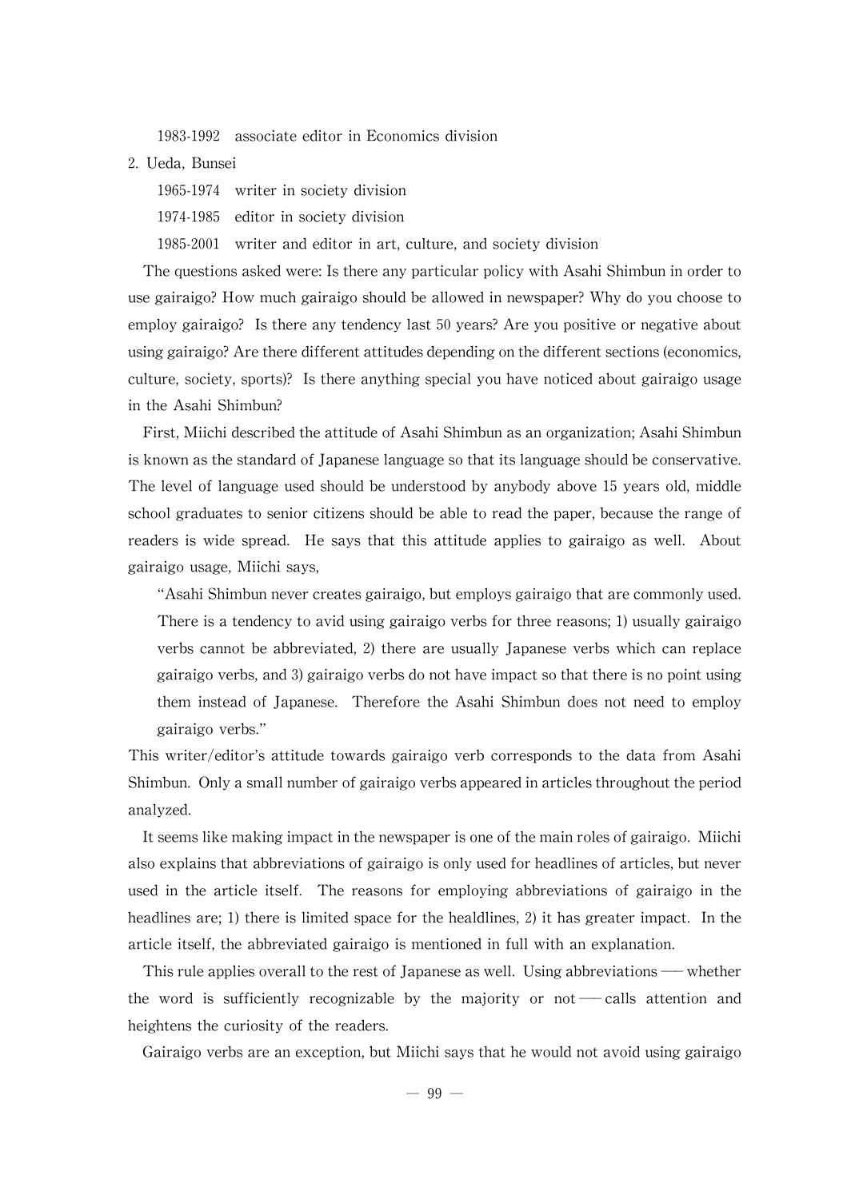1983-1992 associate editor in Economics division

2. Ueda, Bunsei

    1965-1974 writer in society division

    1974-1985 editor in society division

    1985-2001 writer and editor in art, culture, and society division

The questions asked were: Is there any particular policy with Asahi Shimbun in order to use gairaigo? How much gairaigo should be allowed in newspaper? Why do you choose to employ gairaigo? Is there any tendency last 50 years? Are you positive or negative about using gairaigo? Are there different attitudes depending on the different sections (economics, culture, society, sports)? Is there anything special you have noticed about gairaigo usage in the Asahi Shimbun?

First, Miichi described the attitude of Asahi Shimbun as an organization; Asahi Shimbun is known as the standard of Japanese language so that its language should be conservative. The level of language used should be understood by anybody above 15 years old, middle school graduates to senior citizens should be able to read the paper, because the range of readers is wide spread. He says that this attitude applies to gairaigo as well. About gairaigo usage, Miichi says,

> "Asahi Shimbun never creates gairaigo, but employs gairaigo that are commonly used. There is a tendency to avid using gairaigo verbs for three reasons; 1) usually gairaigo verbs cannot be abbreviated, 2) there are usually Japanese verbs which can replace gairaigo verbs, and 3) gairaigo verbs do not have impact so that there is no point using them instead of Japanese. Therefore the Asahi Shimbun does not need to employ gairaigo verbs."

This writer/editor's attitude towards gairaigo verb corresponds to the data from Asahi Shimbun. Only a small number of gairaigo verbs appeared in articles throughout the period analyzed.

It seems like making impact in the newspaper is one of the main roles of gairaigo. Miichi also explains that abbreviations of gairaigo is only used for headlines of articles, but never used in the article itself. The reasons for employing abbreviations of gairaigo in the headlines are; 1) there is limited space for the healdlines, 2) it has greater impact. In the article itself, the abbreviated gairaigo is mentioned in full with an explanation.

This rule applies overall to the rest of Japanese as well. Using abbreviations — whether the word is sufficiently recognizable by the majority or not — calls attention and heightens the curiosity of the readers.

Gairaigo verbs are an exception, but Miichi says that he would not avoid using gairaigo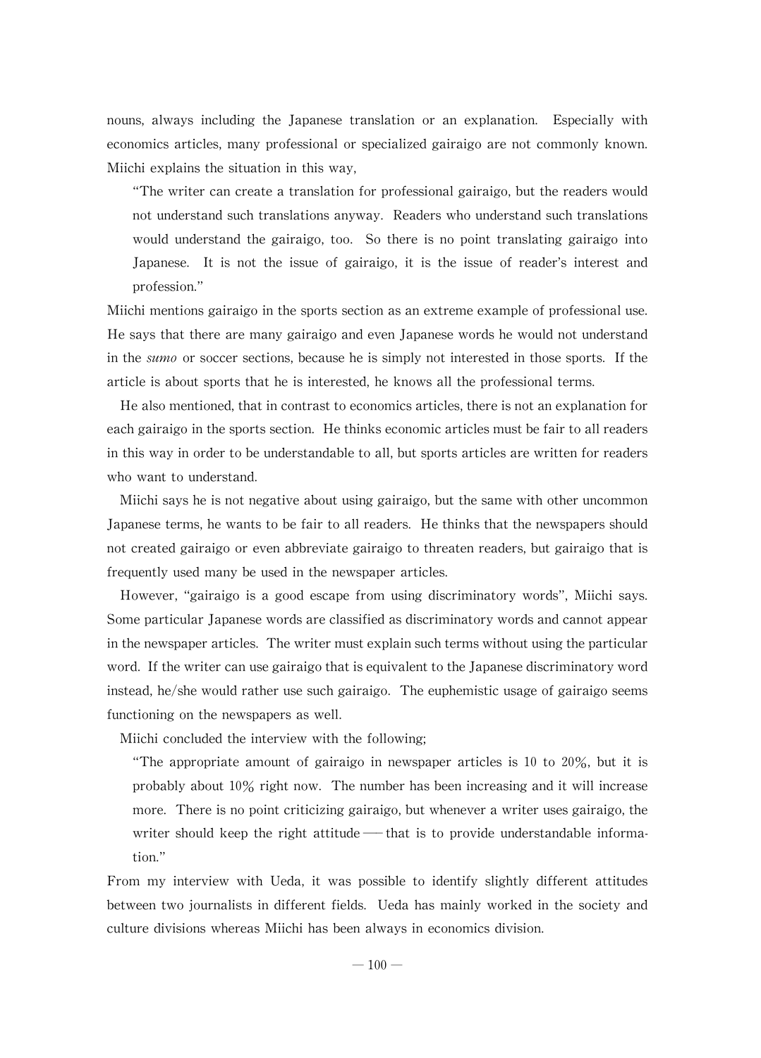nouns, always including the Japanese translation or an explanation. Especially with economics articles, many professional or specialized gairaigo are not commonly known. Miichi explains the situation in this way,

> "The writer can create a translation for professional gairaigo, but the readers would not understand such translations anyway. Readers who understand such translations would understand the gairaigo, too. So there is no point translating gairaigo into Japanese. It is not the issue of gairaigo, it is the issue of reader's interest and profession."

Miichi mentions gairaigo in the sports section as an extreme example of professional use. He says that there are many gairaigo and even Japanese words he would not understand in the *sumo* or soccer sections, because he is simply not interested in those sports. If the article is about sports that he is interested, he knows all the professional terms.

He also mentioned, that in contrast to economics articles, there is not an explanation for each gairaigo in the sports section. He thinks economic articles must be fair to all readers in this way in order to be understandable to all, but sports articles are written for readers who want to understand.

Miichi says he is not negative about using gairaigo, but the same with other uncommon Japanese terms, he wants to be fair to all readers. He thinks that the newspapers should not created gairaigo or even abbreviate gairaigo to threaten readers, but gairaigo that is frequently used many be used in the newspaper articles.

However, "gairaigo is a good escape from using discriminatory words", Miichi says. Some particular Japanese words are classified as discriminatory words and cannot appear in the newspaper articles. The writer must explain such terms without using the particular word. If the writer can use gairaigo that is equivalent to the Japanese discriminatory word instead, he/she would rather use such gairaigo. The euphemistic usage of gairaigo seems functioning on the newspapers as well.

Miichi concluded the interview with the following;

> "The appropriate amount of gairaigo in newspaper articles is 10 to 20%, but it is probably about 10% right now. The number has been increasing and it will increase more. There is no point criticizing gairaigo, but whenever a writer uses gairaigo, the writer should keep the right attitude — that is to provide understandable information."

From my interview with Ueda, it was possible to identify slightly different attitudes between two journalists in different fields. Ueda has mainly worked in the society and culture divisions whereas Miichi has been always in economics division.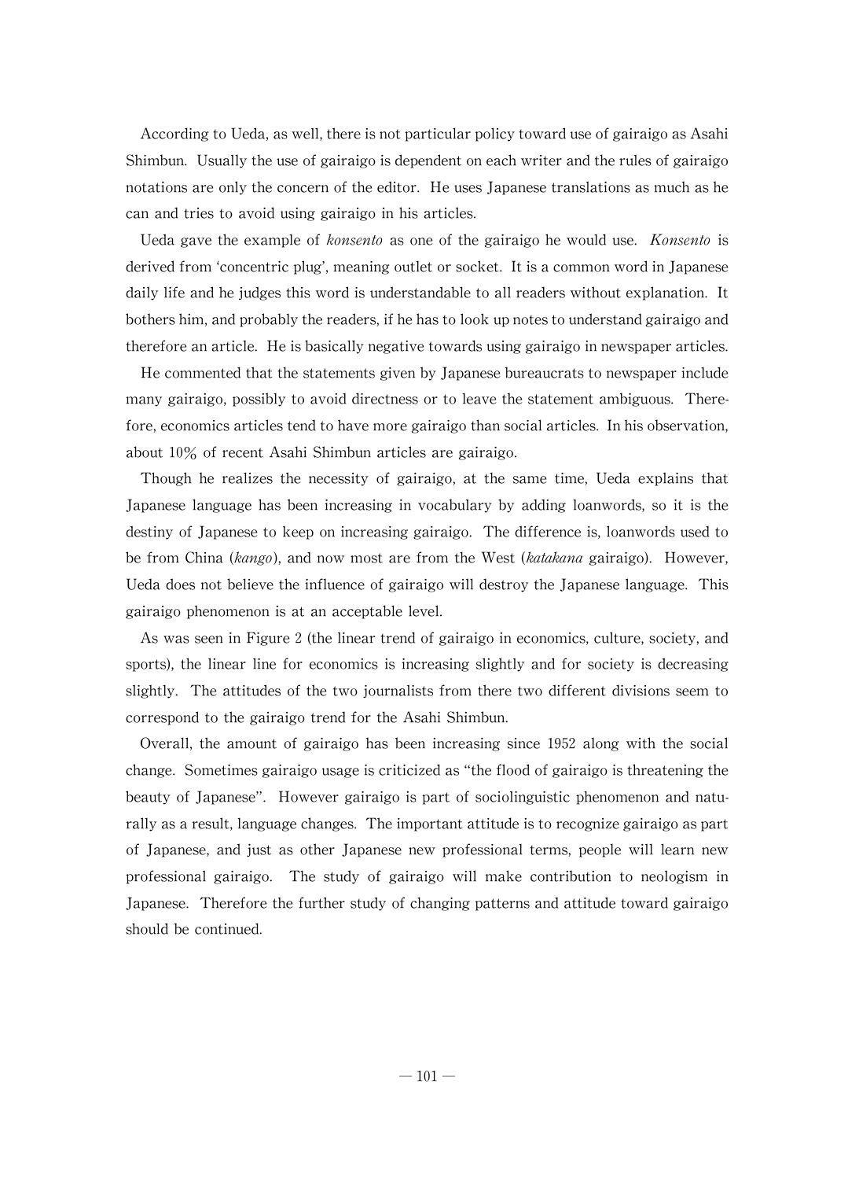According to Ueda, as well, there is not particular policy toward use of gairaigo as Asahi Shimbun. Usually the use of gairaigo is dependent on each writer and the rules of gairaigo notations are only the concern of the editor. He uses Japanese translations as much as he can and tries to avoid using gairaigo in his articles.

Ueda gave the example of *konsento* as one of the gairaigo he would use. *Konsento* is derived from 'concentric plug', meaning outlet or socket. It is a common word in Japanese daily life and he judges this word is understandable to all readers without explanation. It bothers him, and probably the readers, if he has to look up notes to understand gairaigo and therefore an article. He is basically negative towards using gairaigo in newspaper articles.

He commented that the statements given by Japanese bureaucrats to newspaper include many gairaigo, possibly to avoid directness or to leave the statement ambiguous. Therefore, economics articles tend to have more gairaigo than social articles. In his observation, about 10% of recent Asahi Shimbun articles are gairaigo.

Though he realizes the necessity of gairaigo, at the same time, Ueda explains that Japanese language has been increasing in vocabulary by adding loanwords, so it is the destiny of Japanese to keep on increasing gairaigo. The difference is, loanwords used to be from China (*kango*), and now most are from the West (*katakana* gairaigo). However, Ueda does not believe the influence of gairaigo will destroy the Japanese language. This gairaigo phenomenon is at an acceptable level.

As was seen in Figure 2 (the linear trend of gairaigo in economics, culture, society, and sports), the linear line for economics is increasing slightly and for society is decreasing slightly. The attitudes of the two journalists from there two different divisions seem to correspond to the gairaigo trend for the Asahi Shimbun.

Overall, the amount of gairaigo has been increasing since 1952 along with the social change. Sometimes gairaigo usage is criticized as "the flood of gairaigo is threatening the beauty of Japanese". However gairaigo is part of sociolinguistic phenomenon and naturally as a result, language changes. The important attitude is to recognize gairaigo as part of Japanese, and just as other Japanese new professional terms, people will learn new professional gairaigo. The study of gairaigo will make contribution to neologism in Japanese. Therefore the further study of changing patterns and attitude toward gairaigo should be continued.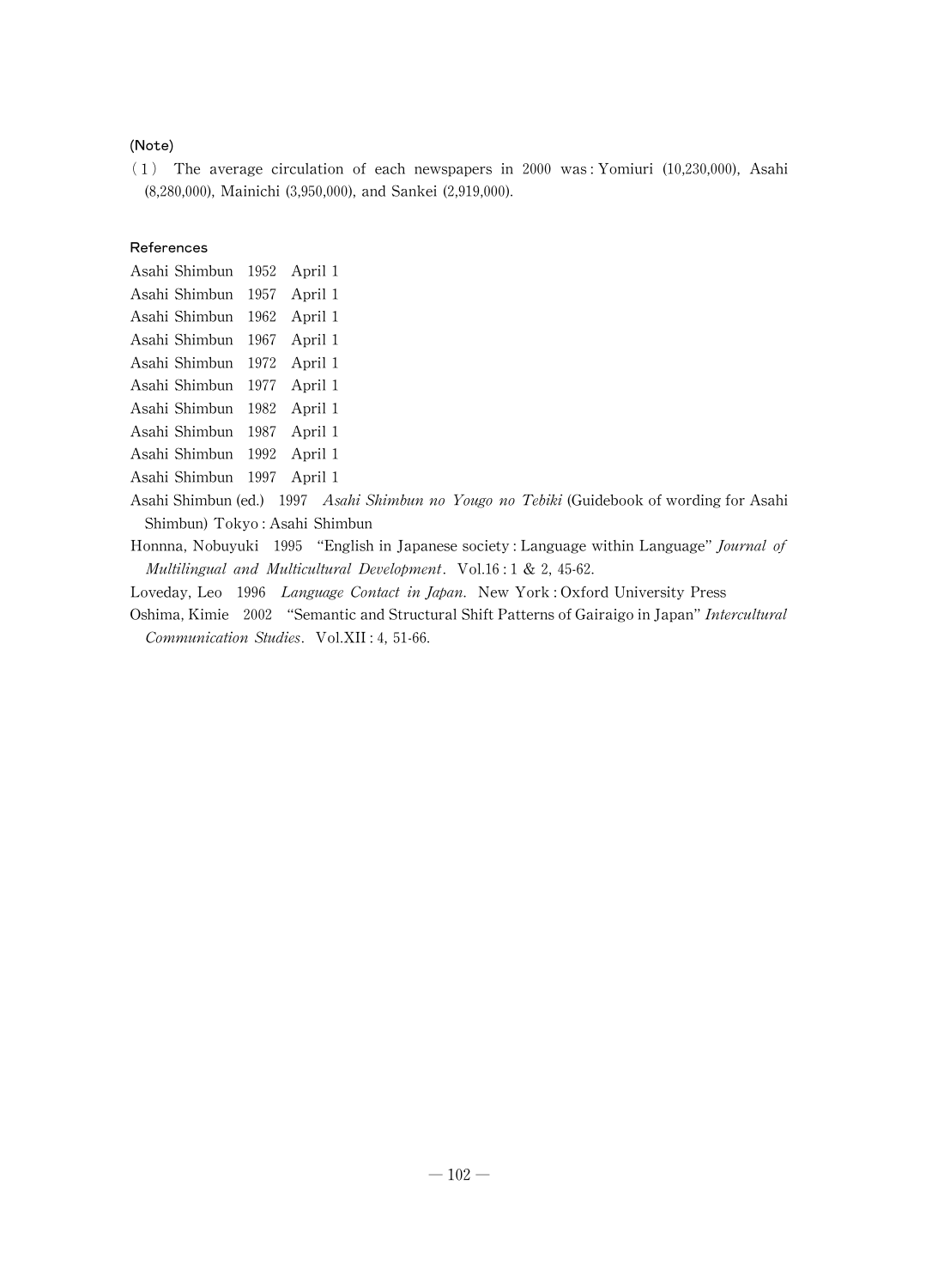### (Note)

(1) The average circulation of each newspapers in 2000 was : Yomiuri (10,230,000), Asahi (8,280,000), Mainichi (3,950,000), and Sankei (2,919,000).

### References

Asahi Shimbun 1952 April 1

Asahi Shimbun 1957 April 1

Asahi Shimbun 1962 April 1

Asahi Shimbun 1967 April 1

Asahi Shimbun 1972 April 1

Asahi Shimbun 1977 April 1

Asahi Shimbun 1982 April 1

Asahi Shimbun 1987 April 1

Asahi Shimbun 1992 April 1

Asahi Shimbun 1997 April 1

Asahi Shimbun (ed.) 1997 *Asahi Shimbun no Yougo no Tebiki* (Guidebook of wording for Asahi Shimbun) Tokyo : Asahi Shimbun

Honnna, Nobuyuki 1995 "English in Japanese society : Language within Language" *Journal of Multilingual and Multicultural Development*. Vol.16 : 1 & 2, 45-62.

Loveday, Leo 1996 *Language Contact in Japan*. New York : Oxford University Press

Oshima, Kimie 2002 "Semantic and Structural Shift Patterns of Gairaigo in Japan" *Intercultural Communication Studies*. Vol.XII : 4, 51-66.